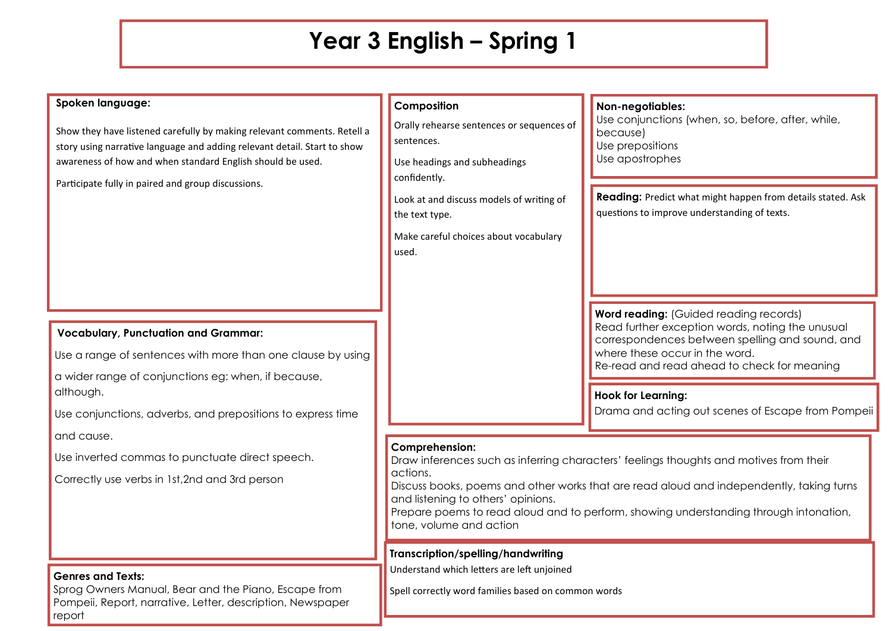# Year 3 English – Spring 1

## Spoken language:

Show they have listened carefully by making relevant comments. Retell a story using narrative language and adding relevant detail. Start to show awareness of how and when standard English should be used.

Participate fully in paired and group discussions.

## Vocabulary, Punctuation and Grammar:

Use a range of sentences with more than one clause by using a wider range of conjunctions eg: when, if because, although.

Use conjunctions, adverbs, and prepositions to express time and cause.

Use inverted commas to punctuate direct speech.

Correctly use verbs in 1st,2nd and 3rd person

## Genres and Texts:

Sprog Owners Manual, Bear and the Piano, Escape from Pompeii, Report, narrative, Letter, description, Newspaper report

## Composition

Orally rehearse sentences or sequences of sentences.

Use headings and subheadings confidently.

Look at and discuss models of writing of the text type.

Make careful choices about vocabulary used.

## Non-negotiables:

Use conjunctions (when, so, before, after, while, because)
Use prepositions
Use apostrophes

## Reading:

Predict what might happen from details stated. Ask questions to improve understanding of texts.

## Word reading: (Guided reading records)

Read further exception words, noting the unusual correspondences between spelling and sound, and where these occur in the word.
Re-read and read ahead to check for meaning

## Hook for Learning:

Drama and acting out scenes of Escape from Pompeii

## Comprehension:

Draw inferences such as inferring characters' feelings thoughts and motives from their actions.
Discuss books, poems and other works that are read aloud and independently, taking turns and listening to others' opinions.
Prepare poems to read aloud and to perform, showing understanding through intonation, tone, volume and action

## Transcription/spelling/handwriting

Understand which letters are left unjoined

Spell correctly word families based on common words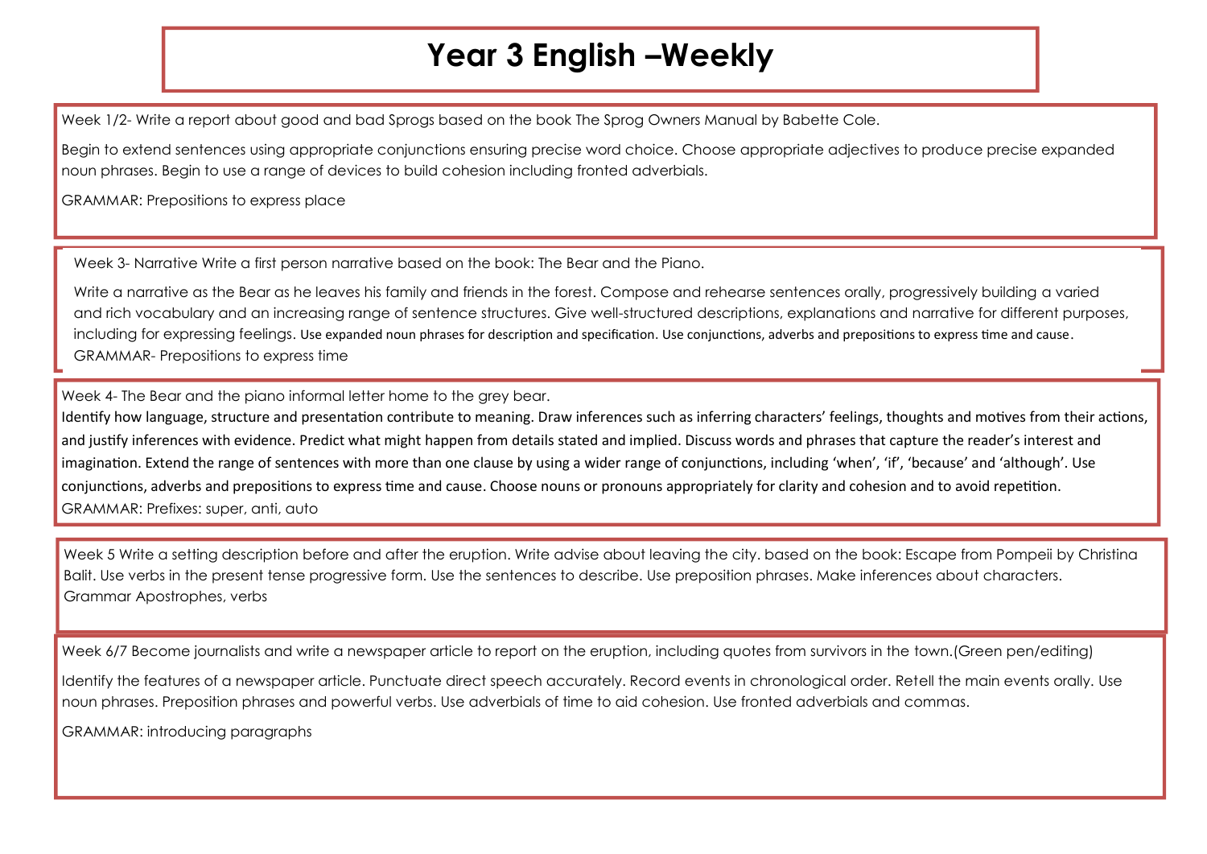# Year 3 English –Weekly

Week 1/2- Write a report about good and bad Sprogs based on the book The Sprog Owners Manual by Babette Cole.

Begin to extend sentences using appropriate conjunctions ensuring precise word choice. Choose appropriate adjectives to produce precise expanded noun phrases. Begin to use a range of devices to build cohesion including fronted adverbials.

GRAMMAR: Prepositions to express place

---

Week 3- Narrative Write a first person narrative based on the book: The Bear and the Piano.

Write a narrative as the Bear as he leaves his family and friends in the forest. Compose and rehearse sentences orally, progressively building a varied and rich vocabulary and an increasing range of sentence structures. Give well-structured descriptions, explanations and narrative for different purposes, including for expressing feelings. Use expanded noun phrases for description and specification. Use conjunctions, adverbs and prepositions to express time and cause.
GRAMMAR- Prepositions to express time

---

Week 4- The Bear and the piano informal letter home to the grey bear.
Identify how language, structure and presentation contribute to meaning. Draw inferences such as inferring characters' feelings, thoughts and motives from their actions, and justify inferences with evidence. Predict what might happen from details stated and implied. Discuss words and phrases that capture the reader's interest and imagination. Extend the range of sentences with more than one clause by using a wider range of conjunctions, including 'when', 'if', 'because' and 'although'. Use conjunctions, adverbs and prepositions to express time and cause. Choose nouns or pronouns appropriately for clarity and cohesion and to avoid repetition.
GRAMMAR: Prefixes: super, anti, auto

---

Week 5 Write a setting description before and after the eruption. Write advise about leaving the city. based on the book: Escape from Pompeii by Christina Balit. Use verbs in the present tense progressive form. Use the sentences to describe. Use preposition phrases. Make inferences about characters.
Grammar Apostrophes, verbs

---

Week 6/7 Become journalists and write a newspaper article to report on the eruption, including quotes from survivors in the town.(Green pen/editing)

Identify the features of a newspaper article. Punctuate direct speech accurately. Record events in chronological order. Retell the main events orally. Use noun phrases. Preposition phrases and powerful verbs. Use adverbials of time to aid cohesion. Use fronted adverbials and commas.

GRAMMAR: introducing paragraphs